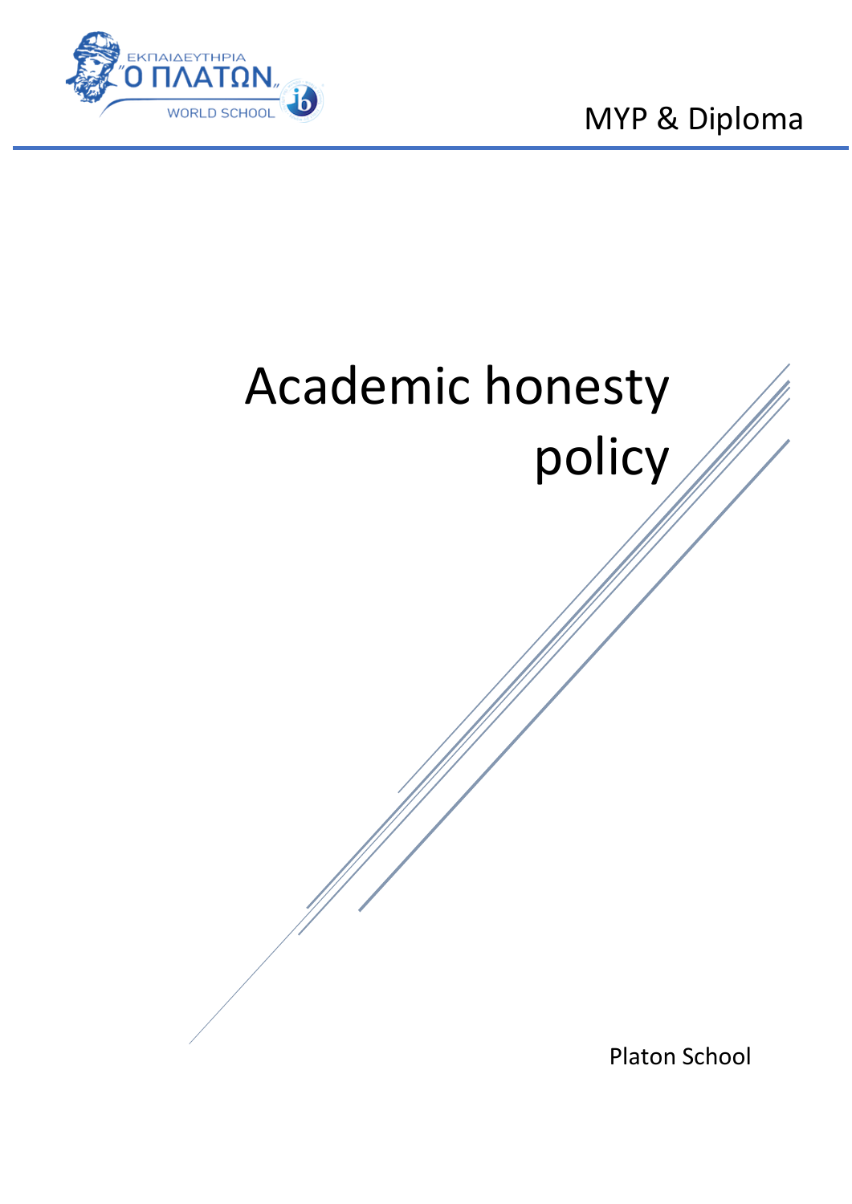MYP & Diploma

# Academic honesty policy

Platon School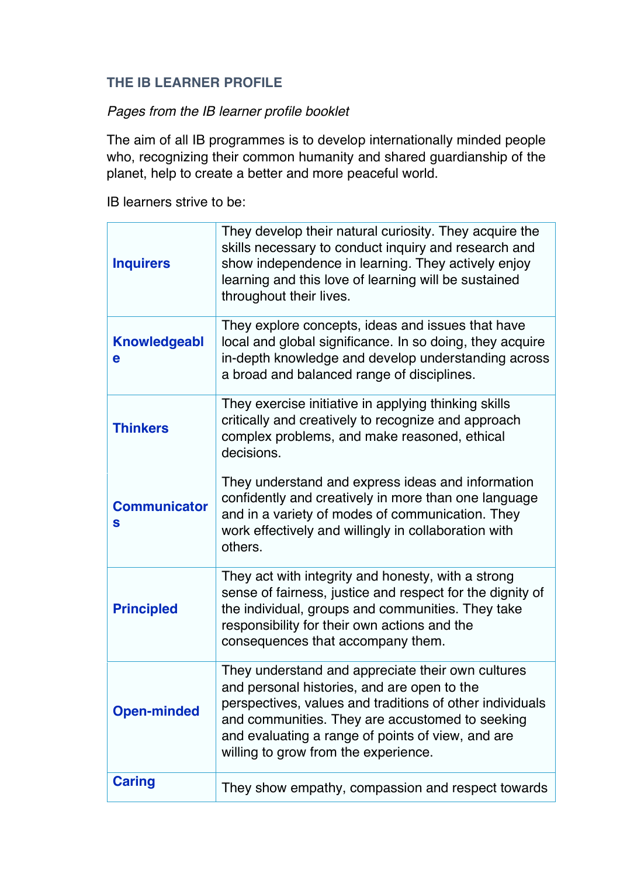## THE IB LEARNER PROFILE

*Pages from the IB learner profile booklet*

The aim of all IB programmes is to develop internationally minded people who, recognizing their common humanity and shared guardianship of the planet, help to create a better and more peaceful world.

IB learners strive to be:

| | |
|---|---|
| **Inquirers** | They develop their natural curiosity. They acquire the skills necessary to conduct inquiry and research and show independence in learning. They actively enjoy learning and this love of learning will be sustained throughout their lives. |
| **Knowledgeable** | They explore concepts, ideas and issues that have local and global significance. In so doing, they acquire in-depth knowledge and develop understanding across a broad and balanced range of disciplines. |
| **Thinkers** | They exercise initiative in applying thinking skills critically and creatively to recognize and approach complex problems, and make reasoned, ethical decisions. |
| **Communicators** | They understand and express ideas and information confidently and creatively in more than one language and in a variety of modes of communication. They work effectively and willingly in collaboration with others. |
| **Principled** | They act with integrity and honesty, with a strong sense of fairness, justice and respect for the dignity of the individual, groups and communities. They take responsibility for their own actions and the consequences that accompany them. |
| **Open-minded** | They understand and appreciate their own cultures and personal histories, and are open to the perspectives, values and traditions of other individuals and communities. They are accustomed to seeking and evaluating a range of points of view, and are willing to grow from the experience. |
| **Caring** | They show empathy, compassion and respect towards |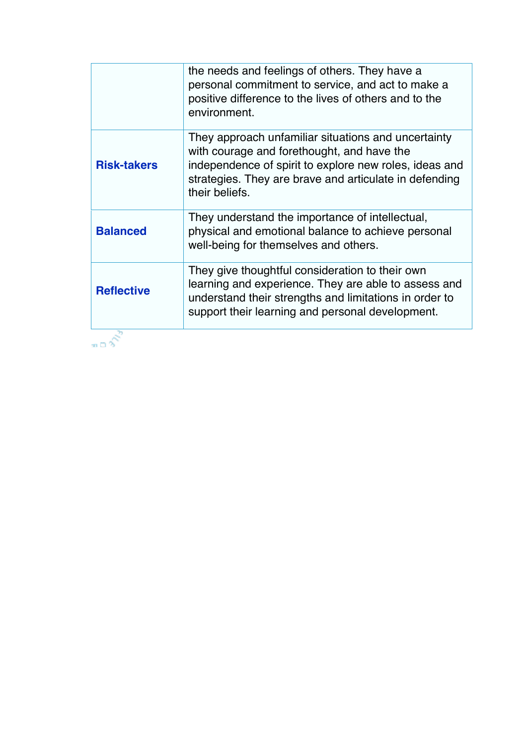| | |
|---|---|
| | the needs and feelings of others. They have a personal commitment to service, and act to make a positive difference to the lives of others and to the environment. |
| **Risk-takers** | They approach unfamiliar situations and uncertainty with courage and forethought, and have the independence of spirit to explore new roles, ideas and strategies. They are brave and articulate in defending their beliefs. |
| **Balanced** | They understand the importance of intellectual, physical and emotional balance to achieve personal well-being for themselves and others. |
| **Reflective** | They give thoughtful consideration to their own learning and experience. They are able to assess and understand their strengths and limitations in order to support their learning and personal development. |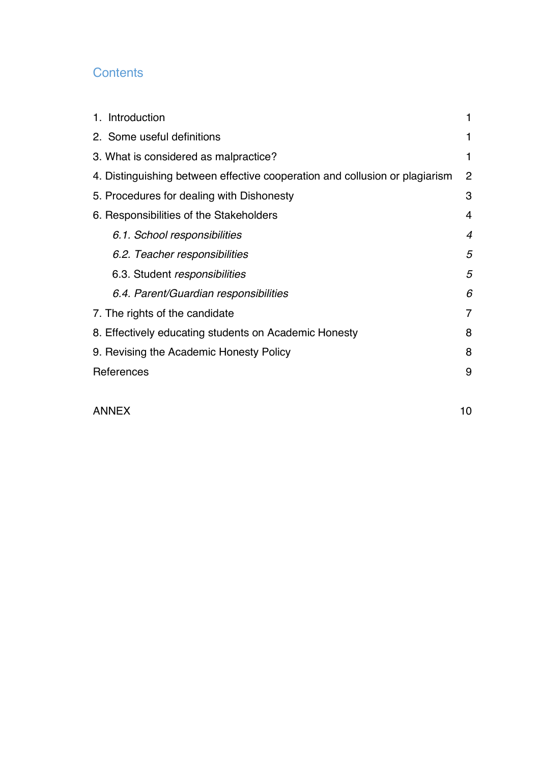## Contents

| | |
|---|---|
| 1. Introduction | 1 |
| 2. Some useful definitions | 1 |
| 3. What is considered as malpractice? | 1 |
| 4. Distinguishing between effective cooperation and collusion or plagiarism | 2 |
| 5. Procedures for dealing with Dishonesty | 3 |
| 6. Responsibilities of the Stakeholders | 4 |
| *6.1. School responsibilities* | *4* |
| *6.2. Teacher responsibilities* | *5* |
| 6.3. Student *responsibilities* | *5* |
| *6.4. Parent/Guardian responsibilities* | *6* |
| 7. The rights of the candidate | 7 |
| 8. Effectively educating students on Academic Honesty | 8 |
| 9. Revising the Academic Honesty Policy | 8 |
| References | 9 |
| ANNEX | 10 |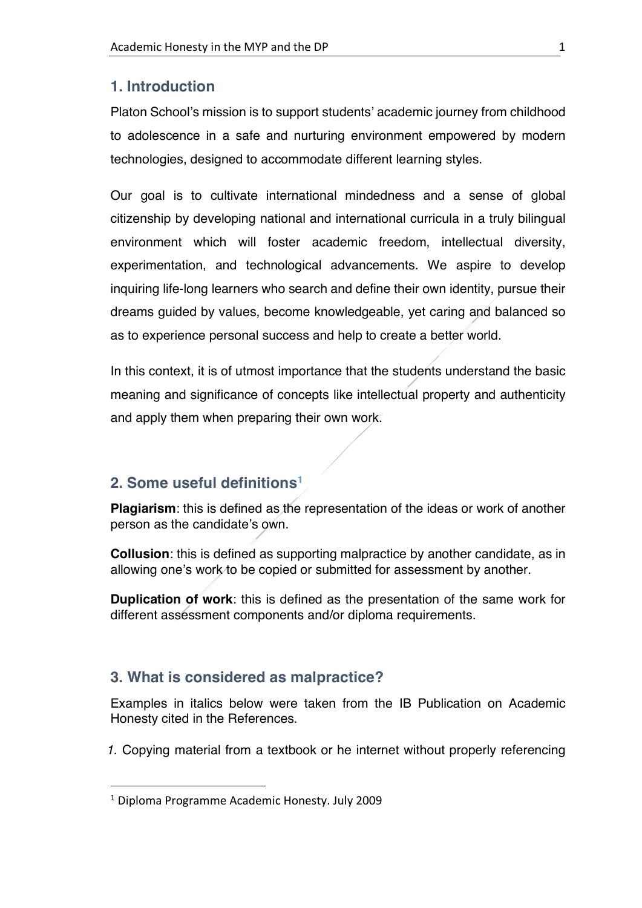## 1. Introduction

Platon School's mission is to support students' academic journey from childhood to adolescence in a safe and nurturing environment empowered by modern technologies, designed to accommodate different learning styles.

Our goal is to cultivate international mindedness and a sense of global citizenship by developing national and international curricula in a truly bilingual environment which will foster academic freedom, intellectual diversity, experimentation, and technological advancements. We aspire to develop inquiring life-long learners who search and define their own identity, pursue their dreams guided by values, become knowledgeable, yet caring and balanced so as to experience personal success and help to create a better world.

In this context, it is of utmost importance that the students understand the basic meaning and significance of concepts like intellectual property and authenticity and apply them when preparing their own work.

## 2. Some useful definitions[1]

**Plagiarism**: this is defined as the representation of the ideas or work of another person as the candidate's own.

**Collusion**: this is defined as supporting malpractice by another candidate, as in allowing one's work to be copied or submitted for assessment by another.

**Duplication of work**: this is defined as the presentation of the same work for different assessment components and/or diploma requirements.

## 3. What is considered as malpractice?

Examples in italics below were taken from the IB Publication on Academic Honesty cited in the References.

1. Copying material from a textbook or he internet without properly referencing

[1] Diploma Programme Academic Honesty. July 2009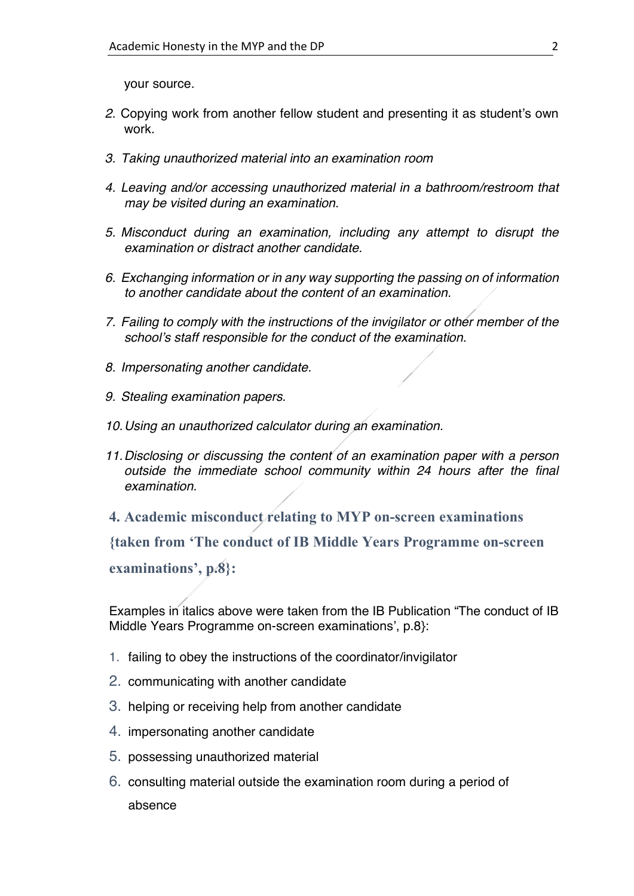your source.

2. Copying work from another fellow student and presenting it as student's own work.

3. *Taking unauthorized material into an examination room*

4. *Leaving and/or accessing unauthorized material in a bathroom/restroom that may be visited during an examination.*

5. *Misconduct during an examination, including any attempt to disrupt the examination or distract another candidate.*

6. *Exchanging information or in any way supporting the passing on of information to another candidate about the content of an examination.*

7. *Failing to comply with the instructions of the invigilator or other member of the school's staff responsible for the conduct of the examination.*

8. *Impersonating another candidate.*

9. *Stealing examination papers.*

10. *Using an unauthorized calculator during an examination.*

11. *Disclosing or discussing the content of an examination paper with a person outside the immediate school community within 24 hours after the final examination.*

## 4. Academic misconduct relating to MYP on-screen examinations {taken from 'The conduct of IB Middle Years Programme on-screen examinations', p.8}:

Examples in italics above were taken from the IB Publication "The conduct of IB Middle Years Programme on-screen examinations', p.8}:

1. failing to obey the instructions of the coordinator/invigilator
2. communicating with another candidate
3. helping or receiving help from another candidate
4. impersonating another candidate
5. possessing unauthorized material
6. consulting material outside the examination room during a period of absence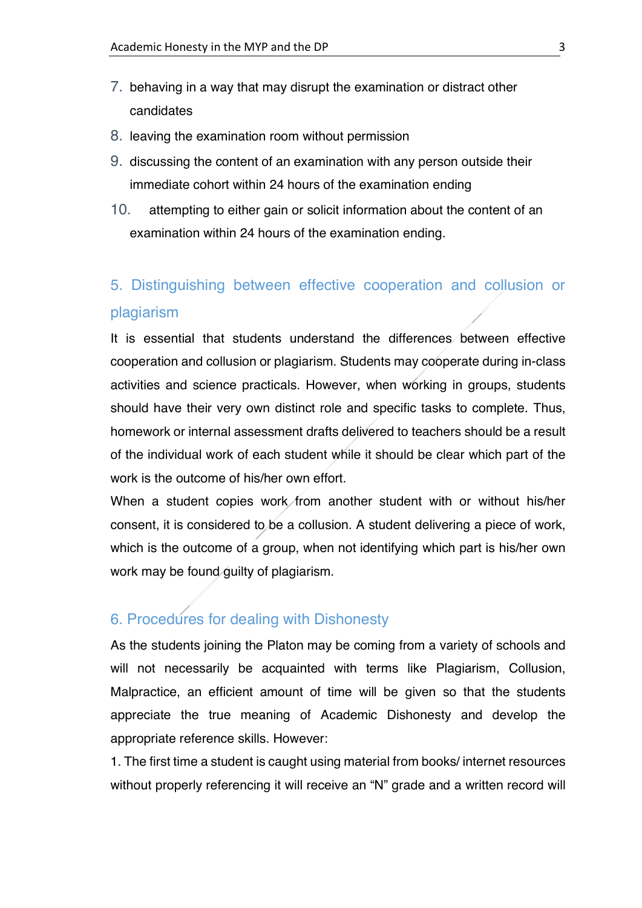7. behaving in a way that may disrupt the examination or distract other candidates
8. leaving the examination room without permission
9. discussing the content of an examination with any person outside their immediate cohort within 24 hours of the examination ending
10. attempting to either gain or solicit information about the content of an examination within 24 hours of the examination ending.

## 5. Distinguishing between effective cooperation and collusion or plagiarism

It is essential that students understand the differences between effective cooperation and collusion or plagiarism. Students may cooperate during in-class activities and science practicals. However, when working in groups, students should have their very own distinct role and specific tasks to complete. Thus, homework or internal assessment drafts delivered to teachers should be a result of the individual work of each student while it should be clear which part of the work is the outcome of his/her own effort.

When a student copies work from another student with or without his/her consent, it is considered to be a collusion. A student delivering a piece of work, which is the outcome of a group, when not identifying which part is his/her own work may be found guilty of plagiarism.

## 6. Procedures for dealing with Dishonesty

As the students joining the Platon may be coming from a variety of schools and will not necessarily be acquainted with terms like Plagiarism, Collusion, Malpractice, an efficient amount of time will be given so that the students appreciate the true meaning of Academic Dishonesty and develop the appropriate reference skills. However:

1. The first time a student is caught using material from books/ internet resources without properly referencing it will receive an "N" grade and a written record will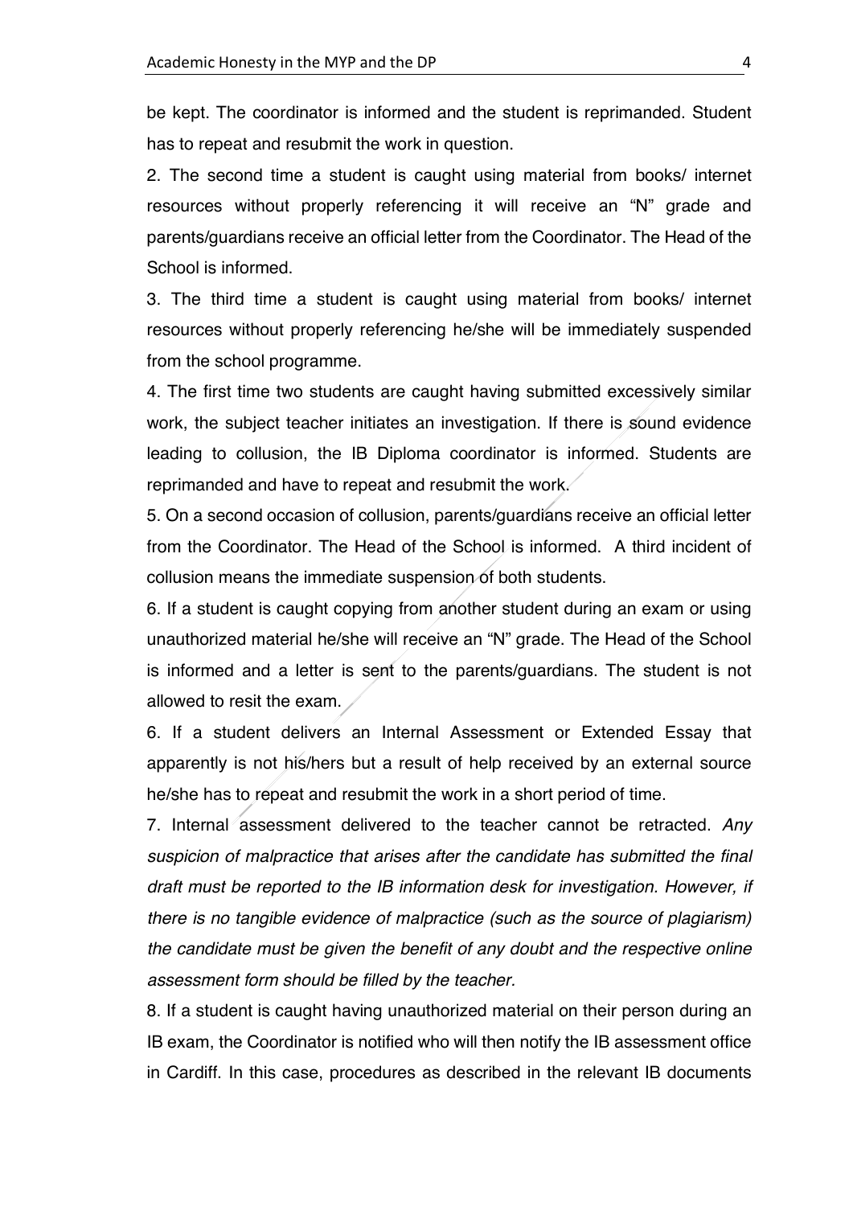be kept. The coordinator is informed and the student is reprimanded. Student has to repeat and resubmit the work in question.

2. The second time a student is caught using material from books/ internet resources without properly referencing it will receive an "N" grade and parents/guardians receive an official letter from the Coordinator. The Head of the School is informed.

3. The third time a student is caught using material from books/ internet resources without properly referencing he/she will be immediately suspended from the school programme.

4. The first time two students are caught having submitted excessively similar work, the subject teacher initiates an investigation. If there is sound evidence leading to collusion, the IB Diploma coordinator is informed. Students are reprimanded and have to repeat and resubmit the work.

5. On a second occasion of collusion, parents/guardians receive an official letter from the Coordinator. The Head of the School is informed. A third incident of collusion means the immediate suspension of both students.

6. If a student is caught copying from another student during an exam or using unauthorized material he/she will receive an "N" grade. The Head of the School is informed and a letter is sent to the parents/guardians. The student is not allowed to resit the exam.

6. If a student delivers an Internal Assessment or Extended Essay that apparently is not his/hers but a result of help received by an external source he/she has to repeat and resubmit the work in a short period of time.

7. Internal assessment delivered to the teacher cannot be retracted. *Any suspicion of malpractice that arises after the candidate has submitted the final draft must be reported to the IB information desk for investigation. However, if there is no tangible evidence of malpractice (such as the source of plagiarism) the candidate must be given the benefit of any doubt and the respective online assessment form should be filled by the teacher.*

8. If a student is caught having unauthorized material on their person during an IB exam, the Coordinator is notified who will then notify the IB assessment office in Cardiff. In this case, procedures as described in the relevant IB documents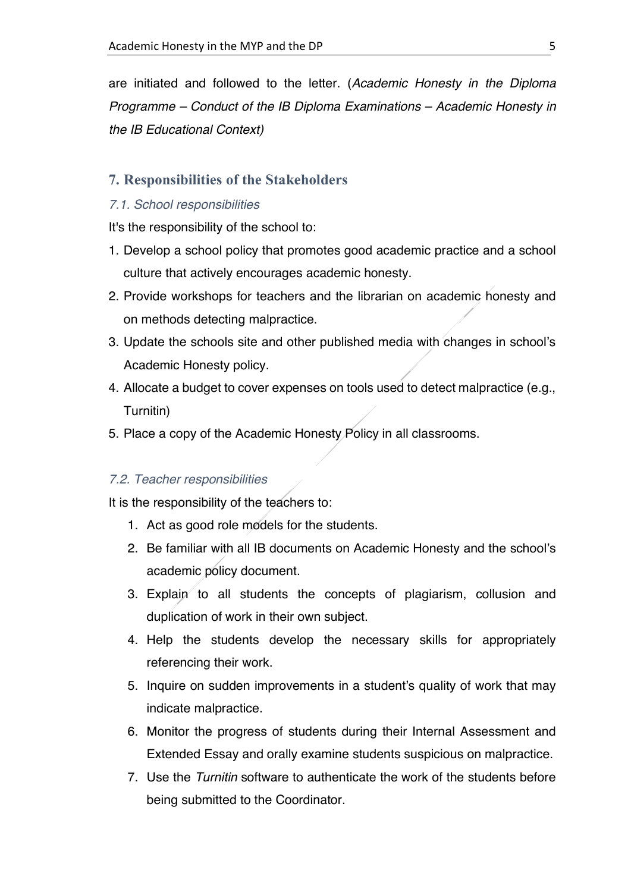are initiated and followed to the letter. (*Academic Honesty in the Diploma Programme – Conduct of the IB Diploma Examinations – Academic Honesty in the IB Educational Context)*

## 7. Responsibilities of the Stakeholders

### *7.1. School responsibilities*

It's the responsibility of the school to:

1. Develop a school policy that promotes good academic practice and a school culture that actively encourages academic honesty.
2. Provide workshops for teachers and the librarian on academic honesty and on methods detecting malpractice.
3. Update the schools site and other published media with changes in school's Academic Honesty policy.
4. Allocate a budget to cover expenses on tools used to detect malpractice (e.g., Turnitin)
5. Place a copy of the Academic Honesty Policy in all classrooms.

### *7.2. Teacher responsibilities*

It is the responsibility of the teachers to:

1. Act as good role models for the students.
2. Be familiar with all IB documents on Academic Honesty and the school's academic policy document.
3. Explain to all students the concepts of plagiarism, collusion and duplication of work in their own subject.
4. Help the students develop the necessary skills for appropriately referencing their work.
5. Inquire on sudden improvements in a student's quality of work that may indicate malpractice.
6. Monitor the progress of students during their Internal Assessment and Extended Essay and orally examine students suspicious on malpractice.
7. Use the *Turnitin* software to authenticate the work of the students before being submitted to the Coordinator.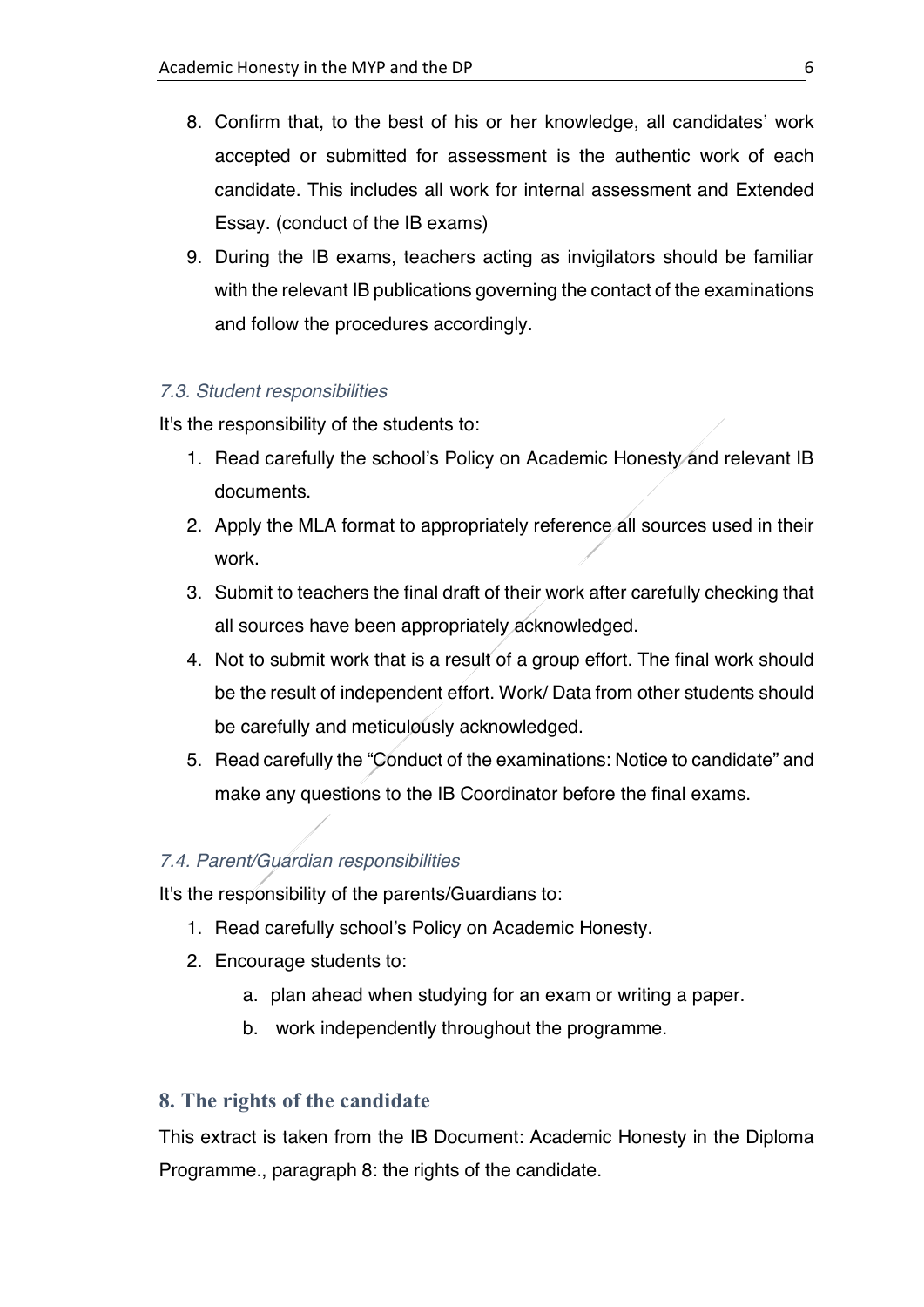8. Confirm that, to the best of his or her knowledge, all candidates' work accepted or submitted for assessment is the authentic work of each candidate. This includes all work for internal assessment and Extended Essay. (conduct of the IB exams)
9. During the IB exams, teachers acting as invigilators should be familiar with the relevant IB publications governing the contact of the examinations and follow the procedures accordingly.

### *7.3. Student responsibilities*

It's the responsibility of the students to:

1. Read carefully the school's Policy on Academic Honesty and relevant IB documents.
2. Apply the MLA format to appropriately reference all sources used in their work.
3. Submit to teachers the final draft of their work after carefully checking that all sources have been appropriately acknowledged.
4. Not to submit work that is a result of a group effort. The final work should be the result of independent effort. Work/ Data from other students should be carefully and meticulously acknowledged.
5. Read carefully the "Conduct of the examinations: Notice to candidate" and make any questions to the IB Coordinator before the final exams.

### *7.4. Parent/Guardian responsibilities*

It's the responsibility of the parents/Guardians to:

1. Read carefully school's Policy on Academic Honesty.
2. Encourage students to:
   a. plan ahead when studying for an exam or writing a paper.
   b. work independently throughout the programme.

## 8. The rights of the candidate

This extract is taken from the IB Document: Academic Honesty in the Diploma Programme., paragraph 8: the rights of the candidate.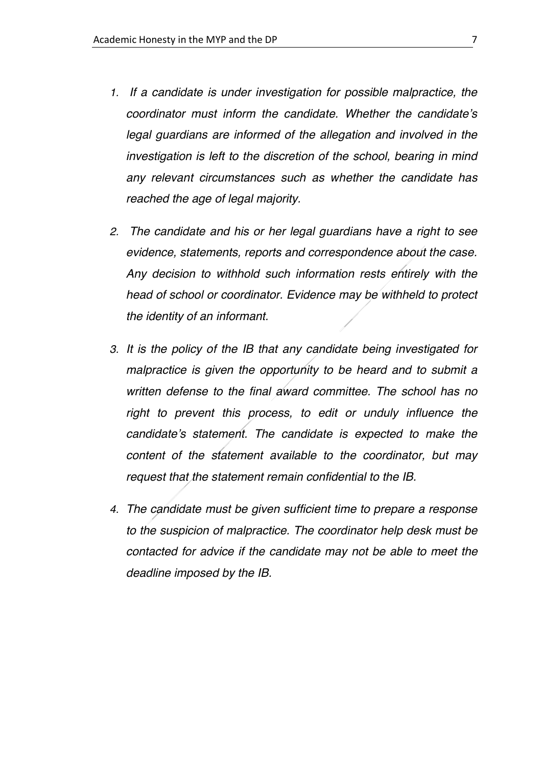1. *If a candidate is under investigation for possible malpractice, the coordinator must inform the candidate. Whether the candidate's legal guardians are informed of the allegation and involved in the investigation is left to the discretion of the school, bearing in mind any relevant circumstances such as whether the candidate has reached the age of legal majority.*

2. *The candidate and his or her legal guardians have a right to see evidence, statements, reports and correspondence about the case. Any decision to withhold such information rests entirely with the head of school or coordinator. Evidence may be withheld to protect the identity of an informant.*

3. *It is the policy of the IB that any candidate being investigated for malpractice is given the opportunity to be heard and to submit a written defense to the final award committee. The school has no right to prevent this process, to edit or unduly influence the candidate's statement. The candidate is expected to make the content of the statement available to the coordinator, but may request that the statement remain confidential to the IB.*

4. *The candidate must be given sufficient time to prepare a response to the suspicion of malpractice. The coordinator help desk must be contacted for advice if the candidate may not be able to meet the deadline imposed by the IB.*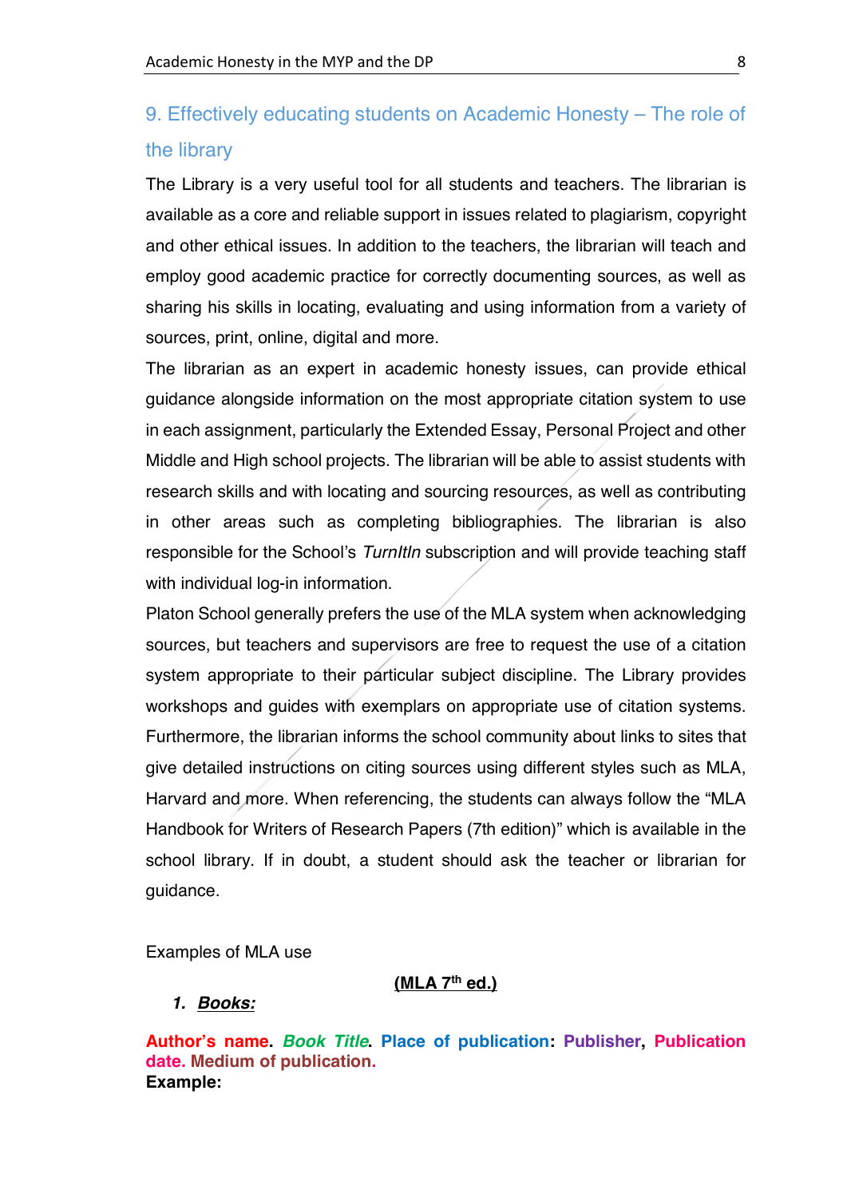## 9. Effectively educating students on Academic Honesty – The role of the library

The Library is a very useful tool for all students and teachers. The librarian is available as a core and reliable support in issues related to plagiarism, copyright and other ethical issues. In addition to the teachers, the librarian will teach and employ good academic practice for correctly documenting sources, as well as sharing his skills in locating, evaluating and using information from a variety of sources, print, online, digital and more.

The librarian as an expert in academic honesty issues, can provide ethical guidance alongside information on the most appropriate citation system to use in each assignment, particularly the Extended Essay, Personal Project and other Middle and High school projects. The librarian will be able to assist students with research skills and with locating and sourcing resources, as well as contributing in other areas such as completing bibliographies. The librarian is also responsible for the School's *TurnItIn* subscription and will provide teaching staff with individual log-in information.

Platon School generally prefers the use of the MLA system when acknowledging sources, but teachers and supervisors are free to request the use of a citation system appropriate to their particular subject discipline. The Library provides workshops and guides with exemplars on appropriate use of citation systems. Furthermore, the librarian informs the school community about links to sites that give detailed instructions on citing sources using different styles such as MLA, Harvard and more. When referencing, the students can always follow the "MLA Handbook for Writers of Research Papers (7th edition)" which is available in the school library. If in doubt, a student should ask the teacher or librarian for guidance.

Examples of MLA use

**(MLA 7th ed.)**

1. ***Books:***

**Author's name**. ***Book Title***. **Place of publication**: **Publisher**, **Publication date. Medium of publication.**

**Example:**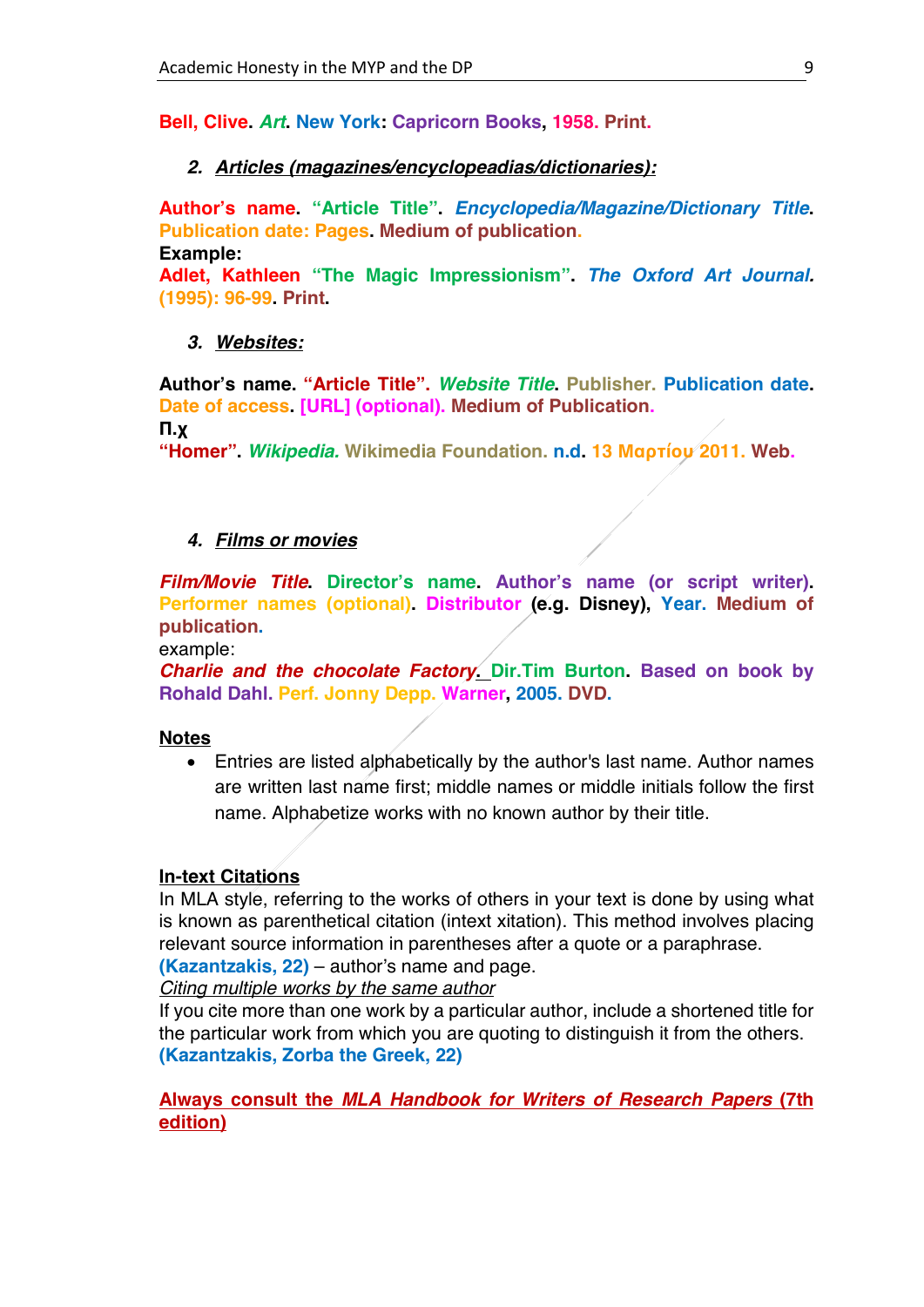**Bell, Clive**. ***Art***. **New York**: **Capricorn Books**, **1958. Print.**

2. ***Articles (magazines/encyclopeadias/dictionaries):***

**Author's name**. **"Article Title"**. ***Encyclopedia/Magazine/Dictionary Title***. **Publication date: Pages**. **Medium of publication**.

**Example:**

**Adlet, Kathleen "The Magic Impressionism"**. ***The Oxford Art Journal.*** **(1995): 96-99**. **Print**.

3. ***Websites:***

**Author's name. "Article Title"**. ***Website Title***. **Publisher. Publication date. Date of access. [URL] (optional). Medium of Publication.**

**π.χ**

**"Homer"**. ***Wikipedia.*** **Wikimedia Foundation. n.d. 13 Μαρτίου 2011. Web.**

4. ***Films or movies***

***Film/Movie Title***. **Director's name**. **Author's name (or script writer). Performer names (optional)**. **Distributor (e.g. Disney), Year. Medium of publication.**

example:

***Charlie and the chocolate Factory.*** **Dir.Tim Burton**. **Based on book by Rohald Dahl. Perf. Jonny Depp. Warner, 2005. DVD.**

**Notes**

- Entries are listed alphabetically by the author's last name. Author names are written last name first; middle names or middle initials follow the first name. Alphabetize works with no known author by their title.

**In-text Citations**

In MLA style, referring to the works of others in your text is done by using what is known as parenthetical citation (intext xitation). This method involves placing relevant source information in parentheses after a quote or a paraphrase.

**(Kazantzakis, 22)** – author's name and page.

*Citing multiple works by the same author*

If you cite more than one work by a particular author, include a shortened title for the particular work from which you are quoting to distinguish it from the others.

**(Kazantzakis, Zorba the Greek, 22)**

**Always consult the *MLA Handbook for Writers of Research Papers* (7th edition)**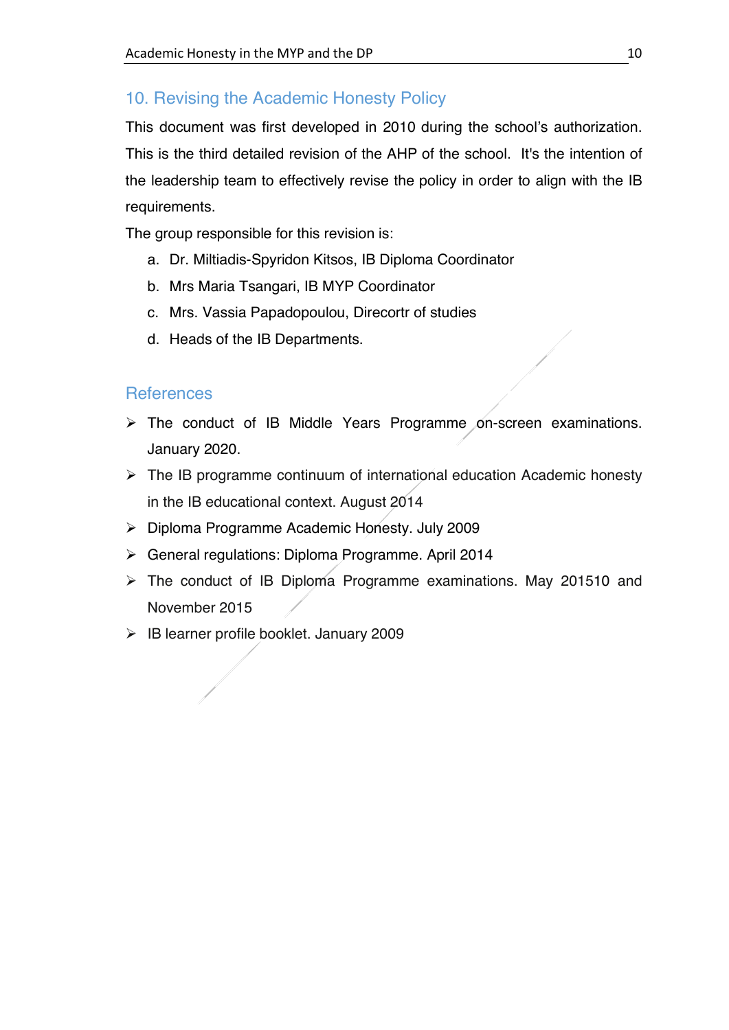## 10. Revising the Academic Honesty Policy

This document was first developed in 2010 during the school's authorization. This is the third detailed revision of the AHP of the school. It's the intention of the leadership team to effectively revise the policy in order to align with the IB requirements.

The group responsible for this revision is:

a. Dr. Miltiadis-Spyridon Kitsos, IB Diploma Coordinator
b. Mrs Maria Tsangari, IB MYP Coordinator
c. Mrs. Vassia Papadopoulou, Direcortr of studies
d. Heads of the IB Departments.

## References

- The conduct of IB Middle Years Programme on-screen examinations. January 2020.
- The IB programme continuum of international education Academic honesty in the IB educational context. August 2014
- Diploma Programme Academic Honesty. July 2009
- General regulations: Diploma Programme. April 2014
- The conduct of IB Diploma Programme examinations. May 201510 and November 2015
- IB learner profile booklet. January 2009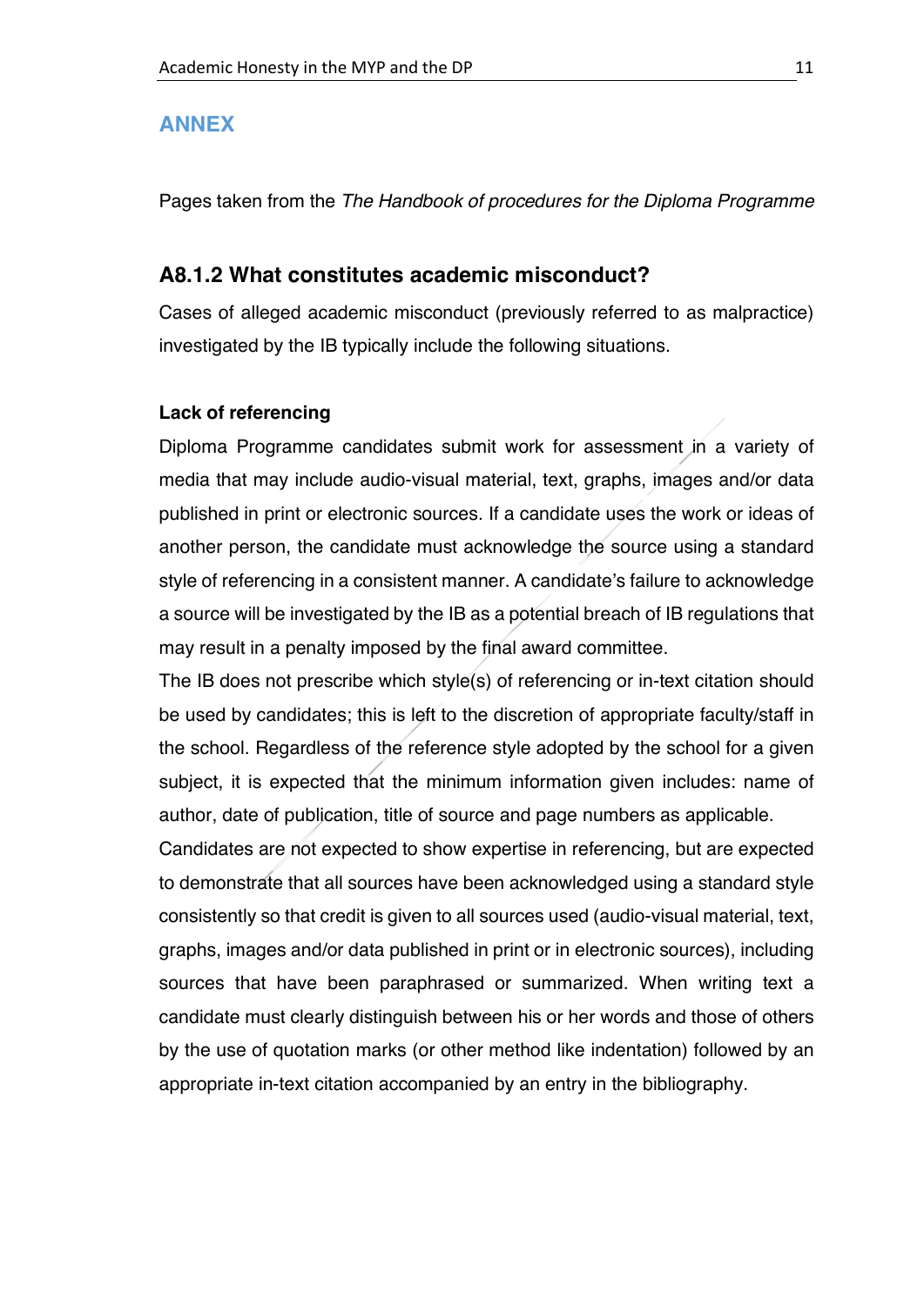# ANNEX

Pages taken from the *The Handbook of procedures for the Diploma Programme*

## A8.1.2 What constitutes academic misconduct?

Cases of alleged academic misconduct (previously referred to as malpractice) investigated by the IB typically include the following situations.

### Lack of referencing

Diploma Programme candidates submit work for assessment in a variety of media that may include audio-visual material, text, graphs, images and/or data published in print or electronic sources. If a candidate uses the work or ideas of another person, the candidate must acknowledge the source using a standard style of referencing in a consistent manner. A candidate's failure to acknowledge a source will be investigated by the IB as a potential breach of IB regulations that may result in a penalty imposed by the final award committee.

The IB does not prescribe which style(s) of referencing or in-text citation should be used by candidates; this is left to the discretion of appropriate faculty/staff in the school. Regardless of the reference style adopted by the school for a given subject, it is expected that the minimum information given includes: name of author, date of publication, title of source and page numbers as applicable.

Candidates are not expected to show expertise in referencing, but are expected to demonstrate that all sources have been acknowledged using a standard style consistently so that credit is given to all sources used (audio-visual material, text, graphs, images and/or data published in print or in electronic sources), including sources that have been paraphrased or summarized. When writing text a candidate must clearly distinguish between his or her words and those of others by the use of quotation marks (or other method like indentation) followed by an appropriate in-text citation accompanied by an entry in the bibliography.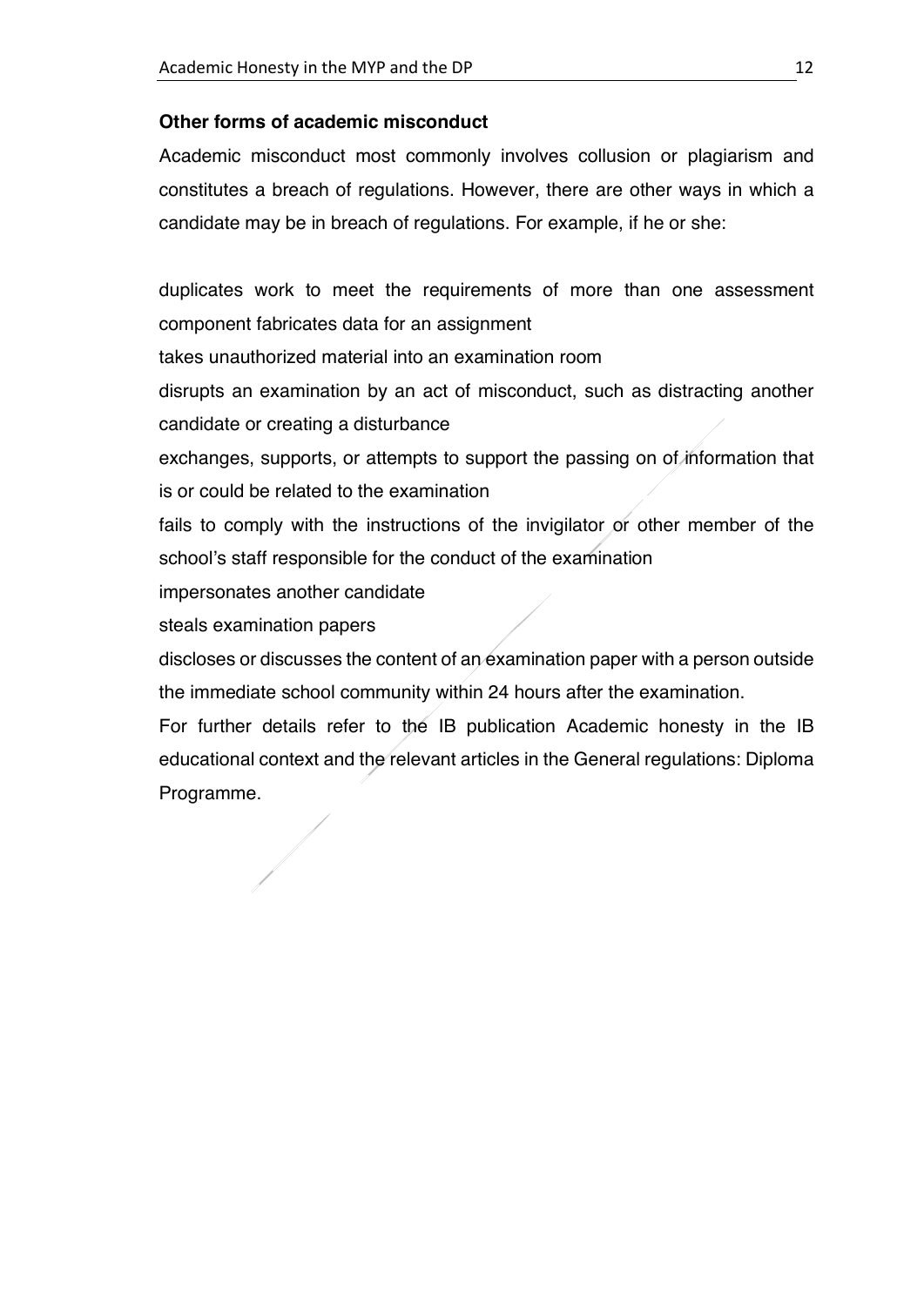### Other forms of academic misconduct

Academic misconduct most commonly involves collusion or plagiarism and constitutes a breach of regulations. However, there are other ways in which a candidate may be in breach of regulations. For example, if he or she:

duplicates work to meet the requirements of more than one assessment component fabricates data for an assignment

takes unauthorized material into an examination room

disrupts an examination by an act of misconduct, such as distracting another candidate or creating a disturbance

exchanges, supports, or attempts to support the passing on of information that is or could be related to the examination

fails to comply with the instructions of the invigilator or other member of the school's staff responsible for the conduct of the examination

impersonates another candidate

steals examination papers

discloses or discusses the content of an examination paper with a person outside the immediate school community within 24 hours after the examination.

For further details refer to the IB publication Academic honesty in the IB educational context and the relevant articles in the General regulations: Diploma Programme.